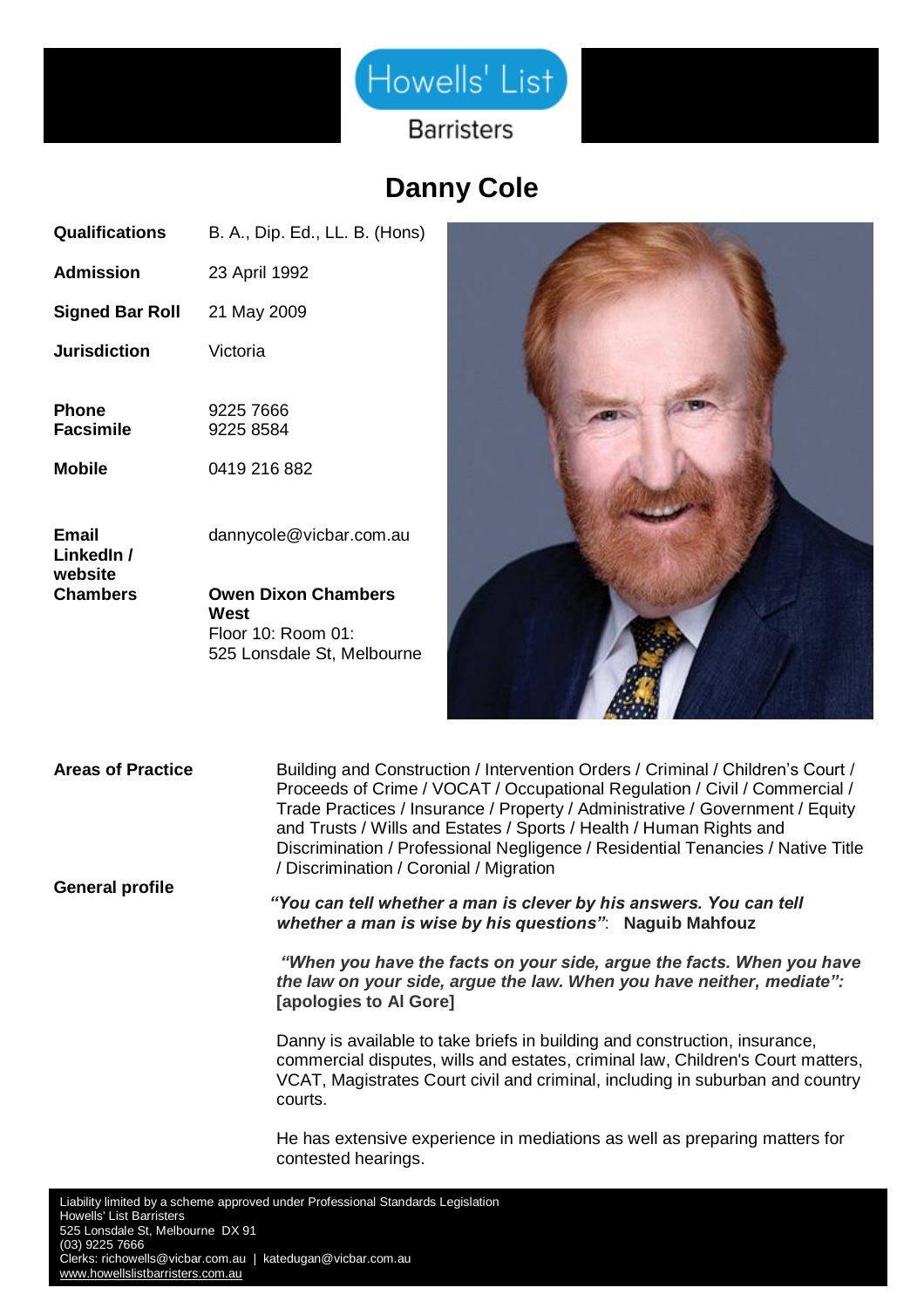Howells' List

Barristers

# Danny Cole

| | |
|---|---|
| **Qualifications** | B. A., Dip. Ed., LL. B. (Hons) |
| **Admission** | 23 April 1992 |
| **Signed Bar Roll** | 21 May 2009 |
| **Jurisdiction** | Victoria |
| **Phone** | 9225 7666 |
| **Facsimile** | 9225 8584 |
| **Mobile** | 0419 216 882 |
| **Email** | dannycole@vicbar.com.au |
| **LinkedIn / website** | |
| **Chambers** | **Owen Dixon Chambers West**<br>Floor 10: Room 01:<br>525 Lonsdale St, Melbourne |

**Areas of Practice**

Building and Construction / Intervention Orders / Criminal / Children's Court / Proceeds of Crime / VCAT / Occupational Regulation / Civil / Commercial / Trade Practices / Insurance / Property / Administrative / Government / Equity and Trusts / Wills and Estates / Sports / Health / Human Rights and Discrimination / Professional Negligence / Residential Tenancies / Native Title / Discrimination / Coronial / Migration

**General profile**

***"You can tell whether a man is clever by his answers. You can tell whether a man is wise by his questions"***: **Naguib Mahfouz**

***"When you have the facts on your side, argue the facts. When you have the law on your side, argue the law. When you have neither, mediate":*** **[apologies to Al Gore]**

Danny is available to take briefs in building and construction, insurance, commercial disputes, wills and estates, criminal law, Children's Court matters, VCAT, Magistrates Court civil and criminal, including in suburban and country courts.

He has extensive experience in mediations as well as preparing matters for contested hearings.

Liability limited by a scheme approved under Professional Standards Legislation
Howells' List Barristers
525 Lonsdale St, Melbourne DX 91
(03) 9225 7666
Clerks: richowells@vicbar.com.au | katedugan@vicbar.com.au
www.howellslistbarristers.com.au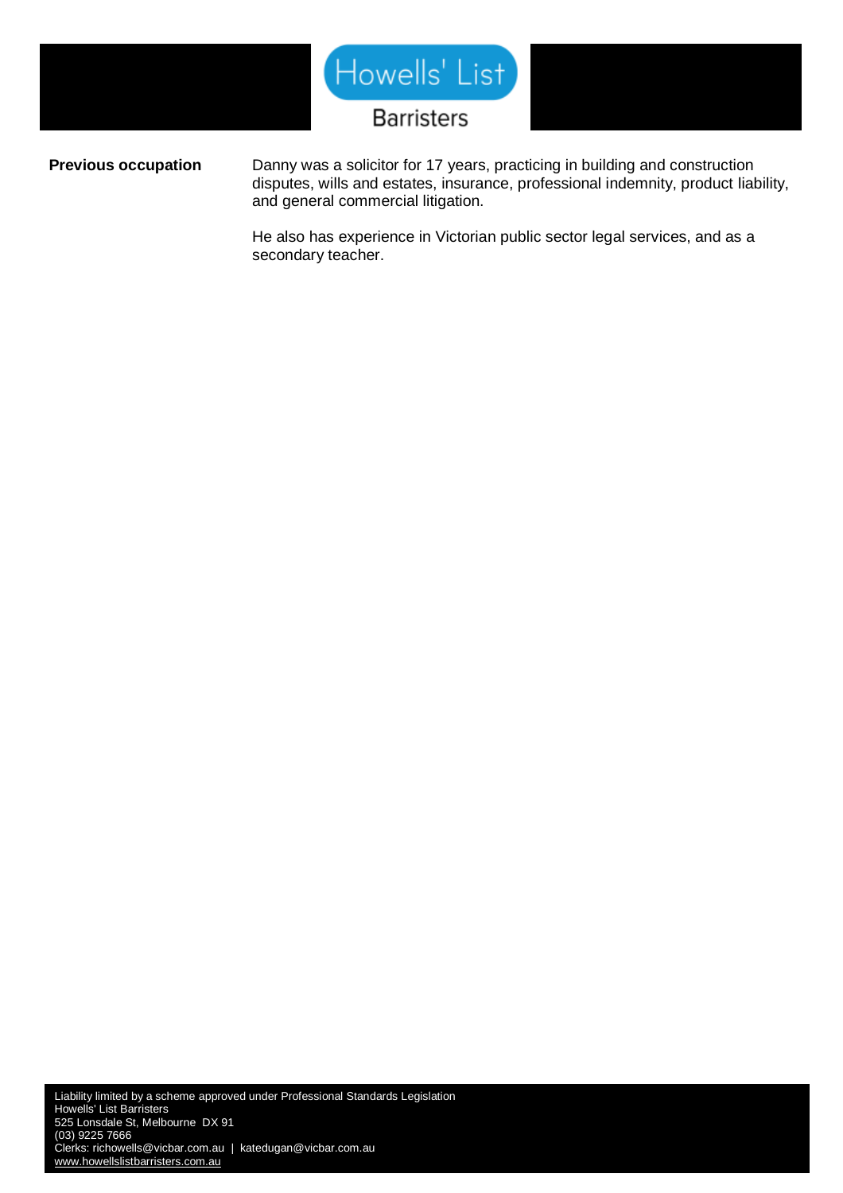**Previous occupation**

Danny was a solicitor for 17 years, practicing in building and construction disputes, wills and estates, insurance, professional indemnity, product liability, and general commercial litigation.

He also has experience in Victorian public sector legal services, and as a secondary teacher.